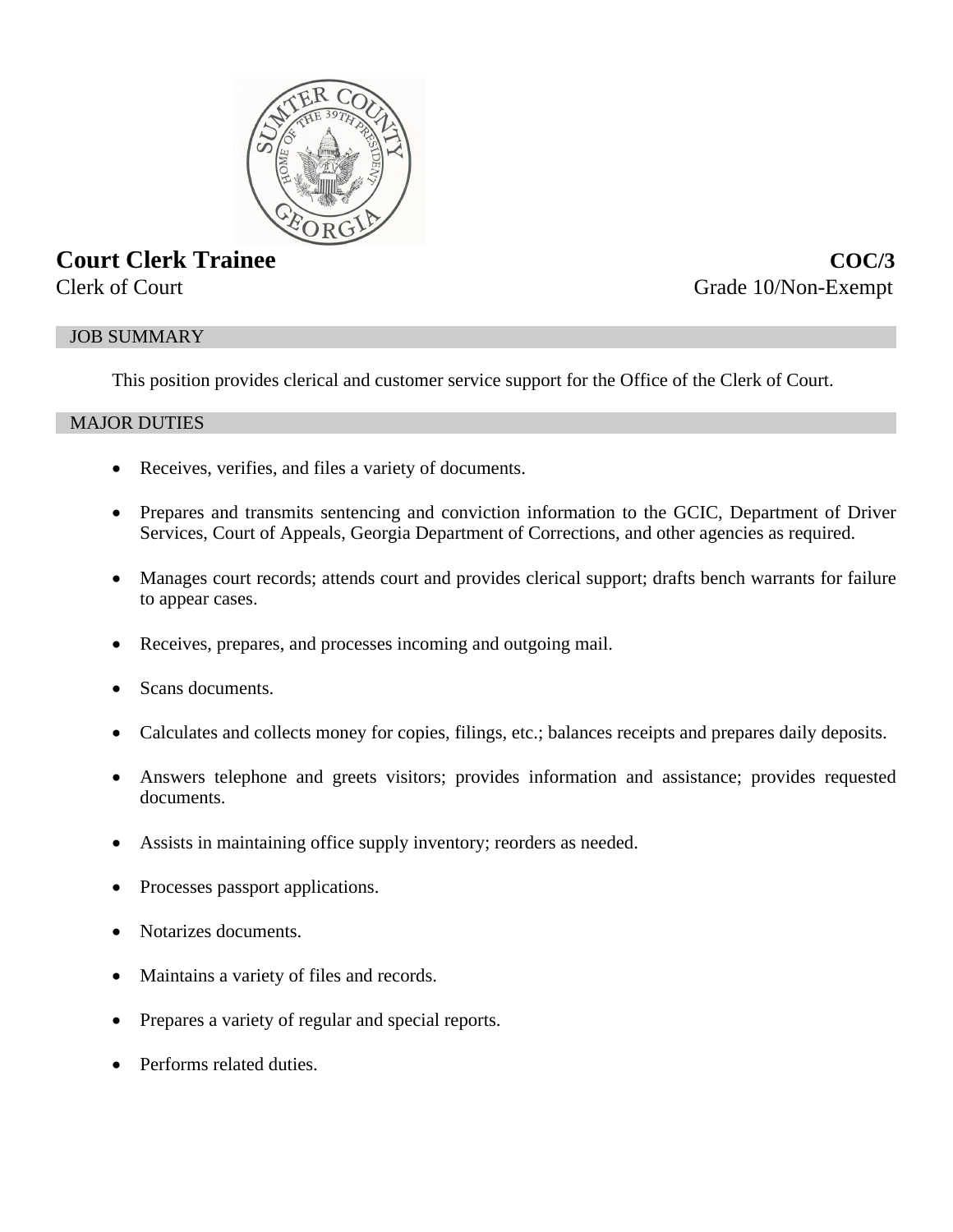# Court Clerk Trainee **COC/3**

Clerk of Court Grade 10/Non-Exempt

## JOB SUMMARY

This position provides clerical and customer service support for the Office of the Clerk of Court.

## MAJOR DUTIES

- Receives, verifies, and files a variety of documents.
- Prepares and transmits sentencing and conviction information to the GCIC, Department of Driver Services, Court of Appeals, Georgia Department of Corrections, and other agencies as required.
- Manages court records; attends court and provides clerical support; drafts bench warrants for failure to appear cases.
- Receives, prepares, and processes incoming and outgoing mail.
- Scans documents.
- Calculates and collects money for copies, filings, etc.; balances receipts and prepares daily deposits.
- Answers telephone and greets visitors; provides information and assistance; provides requested documents.
- Assists in maintaining office supply inventory; reorders as needed.
- Processes passport applications.
- Notarizes documents.
- Maintains a variety of files and records.
- Prepares a variety of regular and special reports.
- Performs related duties.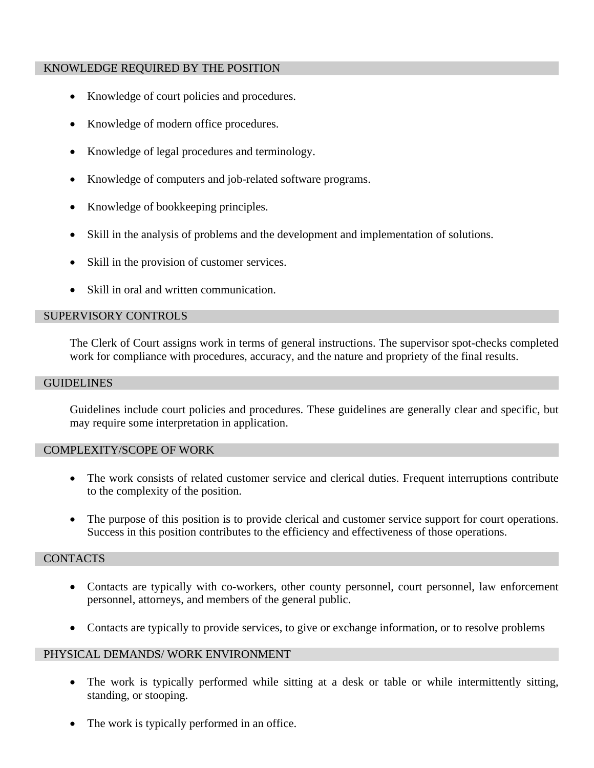## KNOWLEDGE REQUIRED BY THE POSITION

- Knowledge of court policies and procedures.
- Knowledge of modern office procedures.
- Knowledge of legal procedures and terminology.
- Knowledge of computers and job-related software programs.
- Knowledge of bookkeeping principles.
- Skill in the analysis of problems and the development and implementation of solutions.
- Skill in the provision of customer services.
- Skill in oral and written communication.

## SUPERVISORY CONTROLS

The Clerk of Court assigns work in terms of general instructions. The supervisor spot-checks completed work for compliance with procedures, accuracy, and the nature and propriety of the final results.

## GUIDELINES

Guidelines include court policies and procedures. These guidelines are generally clear and specific, but may require some interpretation in application.

## COMPLEXITY/SCOPE OF WORK

- The work consists of related customer service and clerical duties. Frequent interruptions contribute to the complexity of the position.
- The purpose of this position is to provide clerical and customer service support for court operations. Success in this position contributes to the efficiency and effectiveness of those operations.

## CONTACTS

- Contacts are typically with co-workers, other county personnel, court personnel, law enforcement personnel, attorneys, and members of the general public.
- Contacts are typically to provide services, to give or exchange information, or to resolve problems

## PHYSICAL DEMANDS/ WORK ENVIRONMENT

- The work is typically performed while sitting at a desk or table or while intermittently sitting, standing, or stooping.
- The work is typically performed in an office.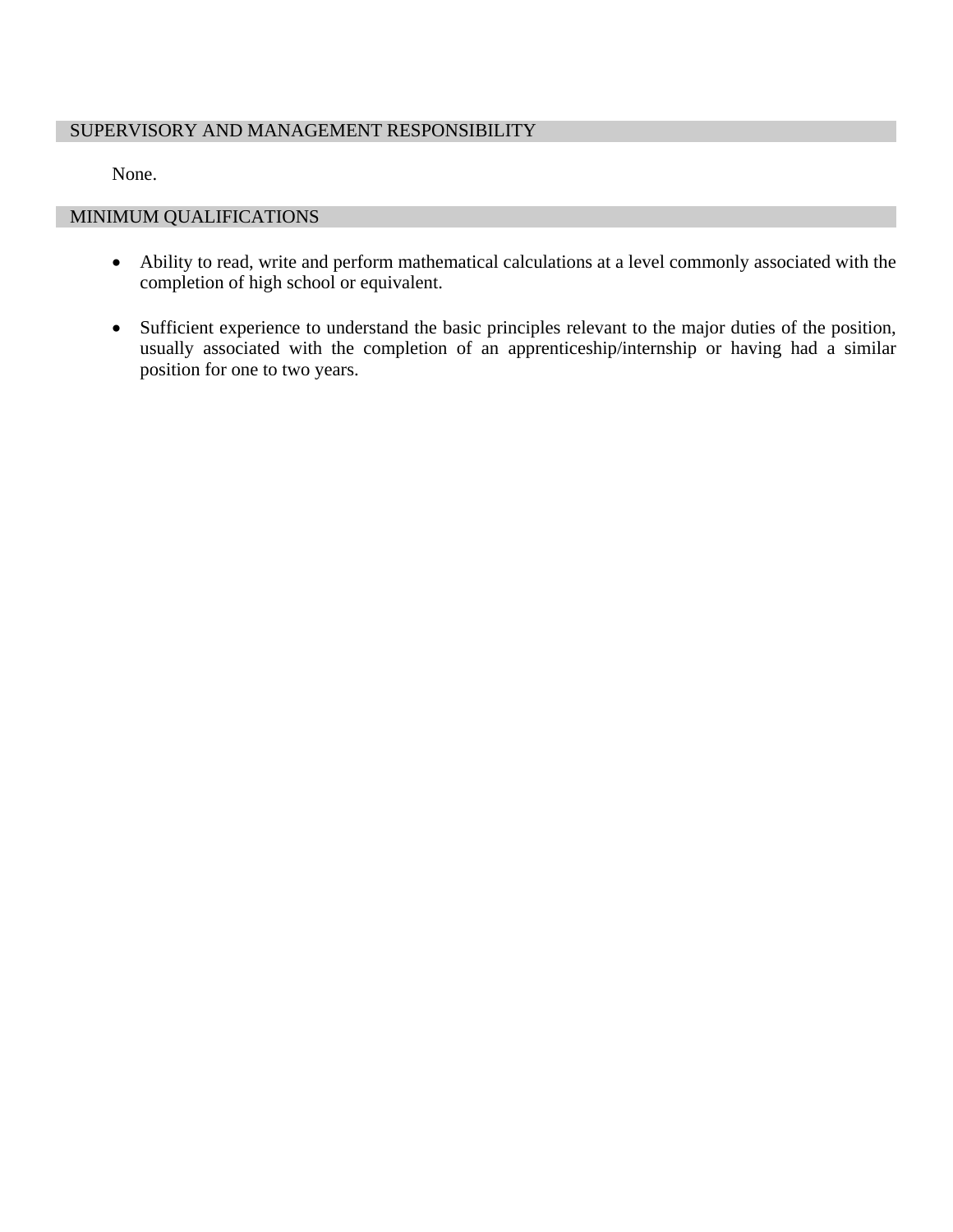## SUPERVISORY AND MANAGEMENT RESPONSIBILITY

None.

## MINIMUM QUALIFICATIONS

- Ability to read, write and perform mathematical calculations at a level commonly associated with the completion of high school or equivalent.

- Sufficient experience to understand the basic principles relevant to the major duties of the position, usually associated with the completion of an apprenticeship/internship or having had a similar position for one to two years.